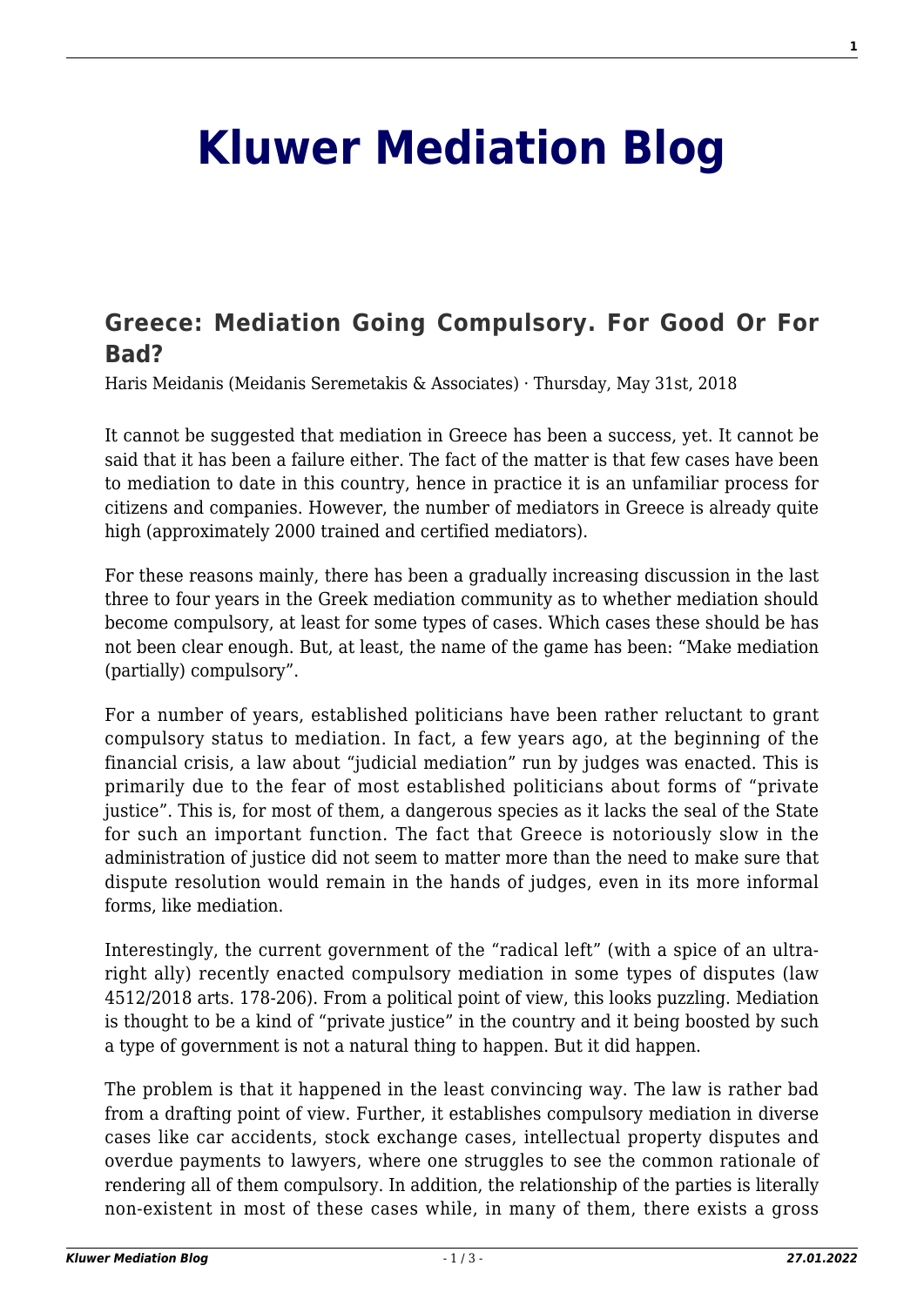# Kluwer Mediation Blog

## Greece: Mediation Going Compulsory. For Good Or For Bad?

Haris Meidanis (Meidanis Seremetakis & Associates) · Thursday, May 31st, 2018

It cannot be suggested that mediation in Greece has been a success, yet. It cannot be said that it has been a failure either. The fact of the matter is that few cases have been to mediation to date in this country, hence in practice it is an unfamiliar process for citizens and companies. However, the number of mediators in Greece is already quite high (approximately 2000 trained and certified mediators).

For these reasons mainly, there has been a gradually increasing discussion in the last three to four years in the Greek mediation community as to whether mediation should become compulsory, at least for some types of cases. Which cases these should be has not been clear enough. But, at least, the name of the game has been: "Make mediation (partially) compulsory".

For a number of years, established politicians have been rather reluctant to grant compulsory status to mediation. In fact, a few years ago, at the beginning of the financial crisis, a law about "judicial mediation" run by judges was enacted. This is primarily due to the fear of most established politicians about forms of "private justice". This is, for most of them, a dangerous species as it lacks the seal of the State for such an important function. The fact that Greece is notoriously slow in the administration of justice did not seem to matter more than the need to make sure that dispute resolution would remain in the hands of judges, even in its more informal forms, like mediation.

Interestingly, the current government of the "radical left" (with a spice of an ultra-right ally) recently enacted compulsory mediation in some types of disputes (law 4512/2018 arts. 178-206). From a political point of view, this looks puzzling. Mediation is thought to be a kind of "private justice" in the country and it being boosted by such a type of government is not a natural thing to happen. But it did happen.

The problem is that it happened in the least convincing way. The law is rather bad from a drafting point of view. Further, it establishes compulsory mediation in diverse cases like car accidents, stock exchange cases, intellectual property disputes and overdue payments to lawyers, where one struggles to see the common rationale of rendering all of them compulsory. In addition, the relationship of the parties is literally non-existent in most of these cases while, in many of them, there exists a gross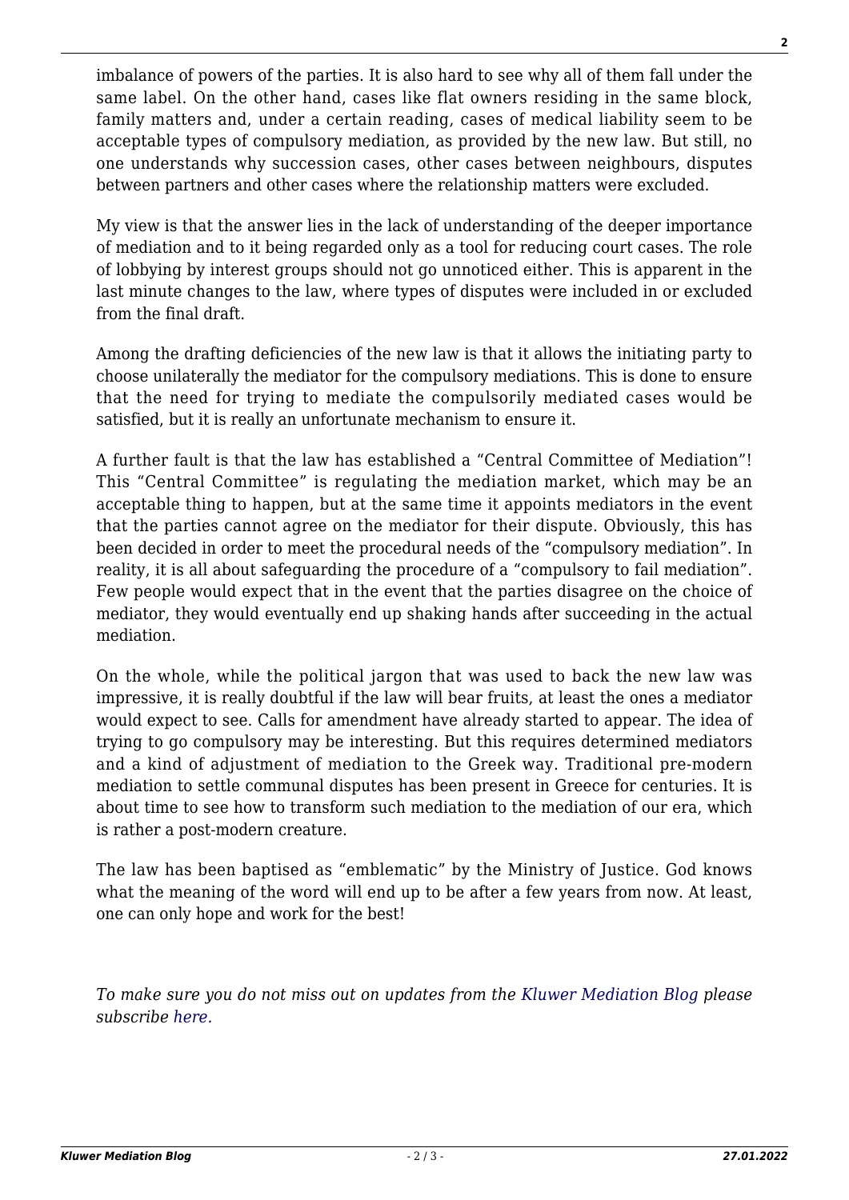imbalance of powers of the parties. It is also hard to see why all of them fall under the same label. On the other hand, cases like flat owners residing in the same block, family matters and, under a certain reading, cases of medical liability seem to be acceptable types of compulsory mediation, as provided by the new law. But still, no one understands why succession cases, other cases between neighbours, disputes between partners and other cases where the relationship matters were excluded.

My view is that the answer lies in the lack of understanding of the deeper importance of mediation and to it being regarded only as a tool for reducing court cases. The role of lobbying by interest groups should not go unnoticed either. This is apparent in the last minute changes to the law, where types of disputes were included in or excluded from the final draft.

Among the drafting deficiencies of the new law is that it allows the initiating party to choose unilaterally the mediator for the compulsory mediations. This is done to ensure that the need for trying to mediate the compulsorily mediated cases would be satisfied, but it is really an unfortunate mechanism to ensure it.

A further fault is that the law has established a "Central Committee of Mediation"! This "Central Committee" is regulating the mediation market, which may be an acceptable thing to happen, but at the same time it appoints mediators in the event that the parties cannot agree on the mediator for their dispute. Obviously, this has been decided in order to meet the procedural needs of the "compulsory mediation". In reality, it is all about safeguarding the procedure of a "compulsory to fail mediation". Few people would expect that in the event that the parties disagree on the choice of mediator, they would eventually end up shaking hands after succeeding in the actual mediation.

On the whole, while the political jargon that was used to back the new law was impressive, it is really doubtful if the law will bear fruits, at least the ones a mediator would expect to see. Calls for amendment have already started to appear. The idea of trying to go compulsory may be interesting. But this requires determined mediators and a kind of adjustment of mediation to the Greek way. Traditional pre-modern mediation to settle communal disputes has been present in Greece for centuries. It is about time to see how to transform such mediation to the mediation of our era, which is rather a post-modern creature.

The law has been baptised as "emblematic" by the Ministry of Justice. God knows what the meaning of the word will end up to be after a few years from now. At least, one can only hope and work for the best!

*To make sure you do not miss out on updates from the Kluwer Mediation Blog please subscribe here.*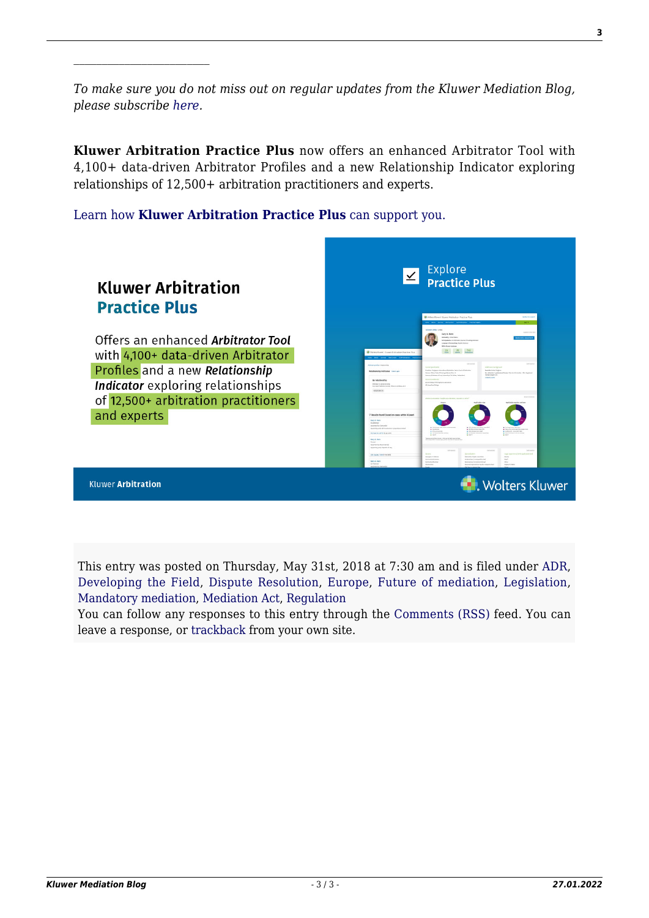---

*To make sure you do not miss out on regular updates from the Kluwer Mediation Blog, please subscribe here.*

**Kluwer Arbitration Practice Plus** now offers an enhanced Arbitrator Tool with 4,100+ data-driven Arbitrator Profiles and a new Relationship Indicator exploring relationships of 12,500+ arbitration practitioners and experts.

Learn how **Kluwer Arbitration Practice Plus** can support you.

Kluwer Arbitration Practice Plus

Offers an enhanced ***Arbitrator Tool*** with 4,100+ data-driven Arbitrator Profiles and a new ***Relationship Indicator*** exploring relationships of 12,500+ arbitration practitioners and experts

Explore Practice Plus

Kluwer **Arbitration**

Wolters Kluwer

This entry was posted on Thursday, May 31st, 2018 at 7:30 am and is filed under ADR, Developing the Field, Dispute Resolution, Europe, Future of mediation, Legislation, Mandatory mediation, Mediation Act, Regulation
You can follow any responses to this entry through the Comments (RSS) feed. You can leave a response, or trackback from your own site.